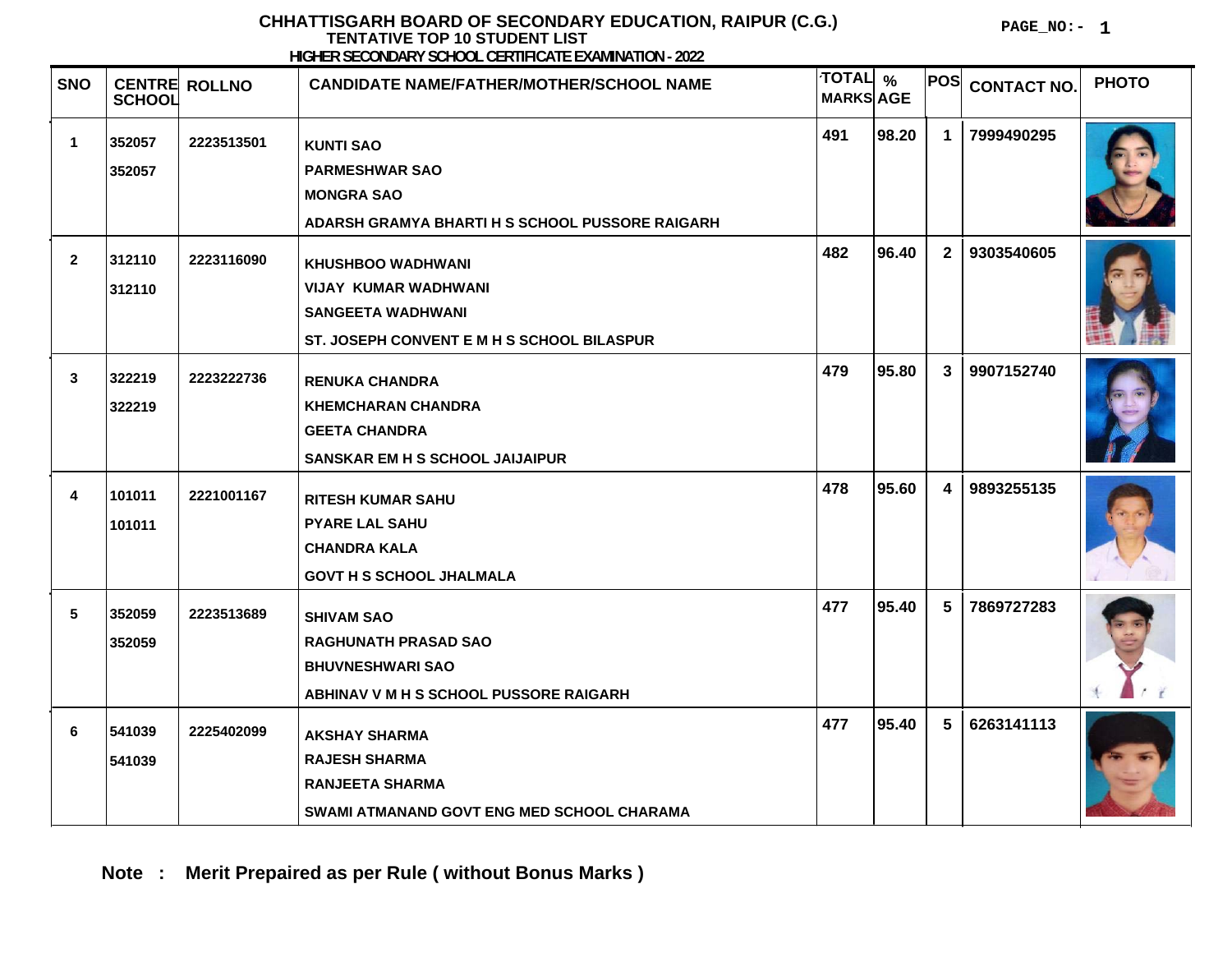# CHHATTISGARH BOARD OF SECONDARY EDUCATION, RAIPUR (C.G.)

## TENTATIVE TOP 10 STUDENT LIST

### HIGHER SECONDARY SCHOOL CERTIFICATE EXAMINATION - 2022

| SNO | CENTRE SCHOOL | ROLLNO | CANDIDATE NAME/FATHER/MOTHER/SCHOOL NAME | TOTAL MARKS | % AGE | POS | CONTACT NO. | PHOTO |
|---|---|---|---|---|---|---|---|---|
| 1 | 352057<br>352057 | 2223513501 | KUNTI SAO<br>PARMESHWAR SAO<br>MONGRA SAO<br>ADARSH GRAMYA BHARTI H S SCHOOL PUSSORE RAIGARH | 491 | 98.20 | 1 | 7999490295 | |
| 2 | 312110<br>312110 | 2223116090 | KHUSHBOO WADHWANI<br>VIJAY KUMAR WADHWANI<br>SANGEETA WADHWANI<br>ST. JOSEPH CONVENT E M H S SCHOOL BILASPUR | 482 | 96.40 | 2 | 9303540605 | |
| 3 | 322219<br>322219 | 2223222736 | RENUKA CHANDRA<br>KHEMCHARAN CHANDRA<br>GEETA CHANDRA<br>SANSKAR EM H S SCHOOL JAIJAIPUR | 479 | 95.80 | 3 | 9907152740 | |
| 4 | 101011<br>101011 | 2221001167 | RITESH KUMAR SAHU<br>PYARE LAL SAHU<br>CHANDRA KALA<br>GOVT H S SCHOOL JHALMALA | 478 | 95.60 | 4 | 9893255135 | |
| 5 | 352059<br>352059 | 2223513689 | SHIVAM SAO<br>RAGHUNATH PRASAD SAO<br>BHUVNESHWARI SAO<br>ABHINAV V M H S SCHOOL PUSSORE RAIGARH | 477 | 95.40 | 5 | 7869727283 | |
| 6 | 541039<br>541039 | 2225402099 | AKSHAY SHARMA<br>RAJESH SHARMA<br>RANJEETA SHARMA<br>SWAMI ATMANAND GOVT ENG MED SCHOOL CHARAMA | 477 | 95.40 | 5 | 6263141113 | |

**Note : Merit Prepaired as per Rule ( without Bonus Marks )**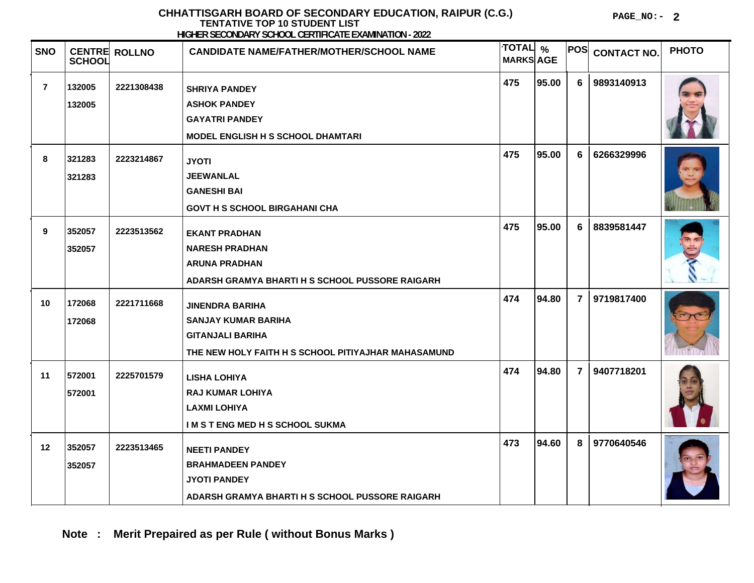# CHHATTISGARH BOARD OF SECONDARY EDUCATION, RAIPUR (C.G.)

## TENTATIVE TOP 10 STUDENT LIST

### HIGHER SECONDARY SCHOOL CERTIFICATE EXAMINATION - 2022

| SNO | CENTRE SCHOOL | ROLLNO | CANDIDATE NAME/FATHER/MOTHER/SCHOOL NAME | TOTAL MARKS | % AGE | POS | CONTACT NO. | PHOTO |
|---|---|---|---|---|---|---|---|---|
| 7 | 132005<br>132005 | 2221308438 | SHRIYA PANDEY<br>ASHOK PANDEY<br>GAYATRI PANDEY<br>MODEL ENGLISH H S SCHOOL DHAMTARI | 475 | 95.00 | 6 | 9893140913 | |
| 8 | 321283<br>321283 | 2223214867 | JYOTI<br>JEEWANLAL<br>GANESHI BAI<br>GOVT H S SCHOOL BIRGAHANI CHA | 475 | 95.00 | 6 | 6266329996 | |
| 9 | 352057<br>352057 | 2223513562 | EKANT PRADHAN<br>NARESH PRADHAN<br>ARUNA PRADHAN<br>ADARSH GRAMYA BHARTI H S SCHOOL PUSSORE RAIGARH | 475 | 95.00 | 6 | 8839581447 | |
| 10 | 172068<br>172068 | 2221711668 | JINENDRA BARIHA<br>SANJAY KUMAR BARIHA<br>GITANJALI BARIHA<br>THE NEW HOLY FAITH H S SCHOOL PITIYAJHAR MAHASAMUND | 474 | 94.80 | 7 | 9719817400 | |
| 11 | 572001<br>572001 | 2225701579 | LISHA LOHIYA<br>RAJ KUMAR LOHIYA<br>LAXMI LOHIYA<br>I M S T ENG MED H S SCHOOL SUKMA | 474 | 94.80 | 7 | 9407718201 | |
| 12 | 352057<br>352057 | 2223513465 | NEETI PANDEY<br>BRAHMADEEN PANDEY<br>JYOTI PANDEY<br>ADARSH GRAMYA BHARTI H S SCHOOL PUSSORE RAIGARH | 473 | 94.60 | 8 | 9770640546 | |

**Note : Merit Prepaired as per Rule ( without Bonus Marks )**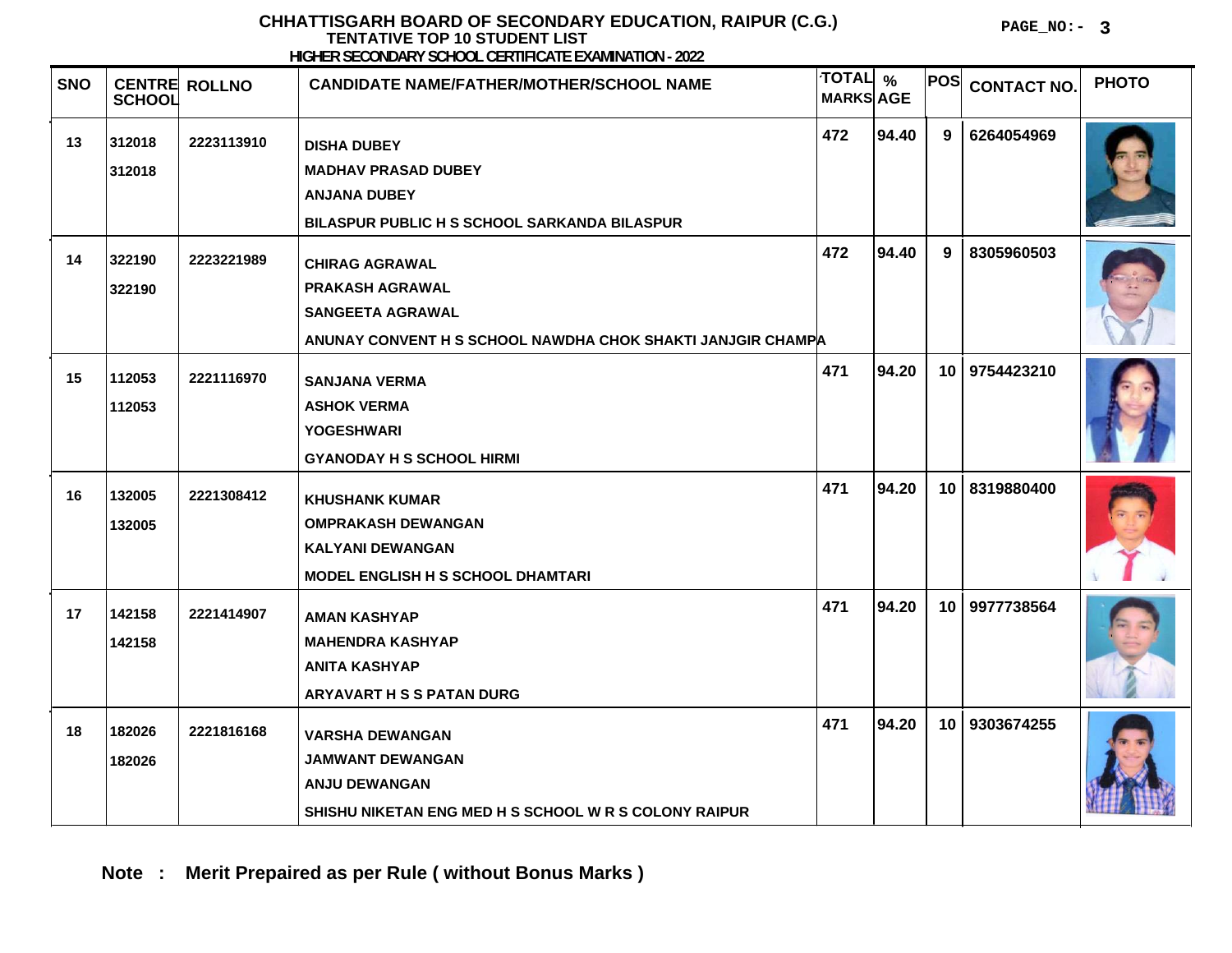# CHHATTISGARH BOARD OF SECONDARY EDUCATION, RAIPUR (C.G.)

## TENTATIVE TOP 10 STUDENT LIST

### HIGHER SECONDARY SCHOOL CERTIFICATE EXAMINATION - 2022

PAGE_NO:- 3

| SNO | CENTRE SCHOOL | ROLLNO | CANDIDATE NAME/FATHER/MOTHER/SCHOOL NAME | TOTAL MARKS | % AGE | POS | CONTACT NO. | PHOTO |
|---|---|---|---|---|---|---|---|---|
| 13 | 312018<br>312018 | 2223113910 | DISHA DUBEY<br>MADHAV PRASAD DUBEY<br>ANJANA DUBEY<br>BILASPUR PUBLIC H S SCHOOL SARKANDA BILASPUR | 472 | 94.40 | 9 | 6264054969 | |
| 14 | 322190<br>322190 | 2223221989 | CHIRAG AGRAWAL<br>PRAKASH AGRAWAL<br>SANGEETA AGRAWAL<br>ANUNAY CONVENT H S SCHOOL NAWDHA CHOK SHAKTI JANJGIR CHAMPA | 472 | 94.40 | 9 | 8305960503 | |
| 15 | 112053<br>112053 | 2221116970 | SANJANA VERMA<br>ASHOK VERMA<br>YOGESHWARI<br>GYANODAY H S SCHOOL HIRMI | 471 | 94.20 | 10 | 9754423210 | |
| 16 | 132005<br>132005 | 2221308412 | KHUSHANK KUMAR<br>OMPRAKASH DEWANGAN<br>KALYANI DEWANGAN<br>MODEL ENGLISH H S SCHOOL DHAMTARI | 471 | 94.20 | 10 | 8319880400 | |
| 17 | 142158<br>142158 | 2221414907 | AMAN KASHYAP<br>MAHENDRA KASHYAP<br>ANITA KASHYAP<br>ARYAVART H S S PATAN DURG | 471 | 94.20 | 10 | 9977738564 | |
| 18 | 182026<br>182026 | 2221816168 | VARSHA DEWANGAN<br>JAMWANT DEWANGAN<br>ANJU DEWANGAN<br>SHISHU NIKETAN ENG MED H S SCHOOL W R S COLONY RAIPUR | 471 | 94.20 | 10 | 9303674255 | |

**Note : Merit Prepaired as per Rule ( without Bonus Marks )**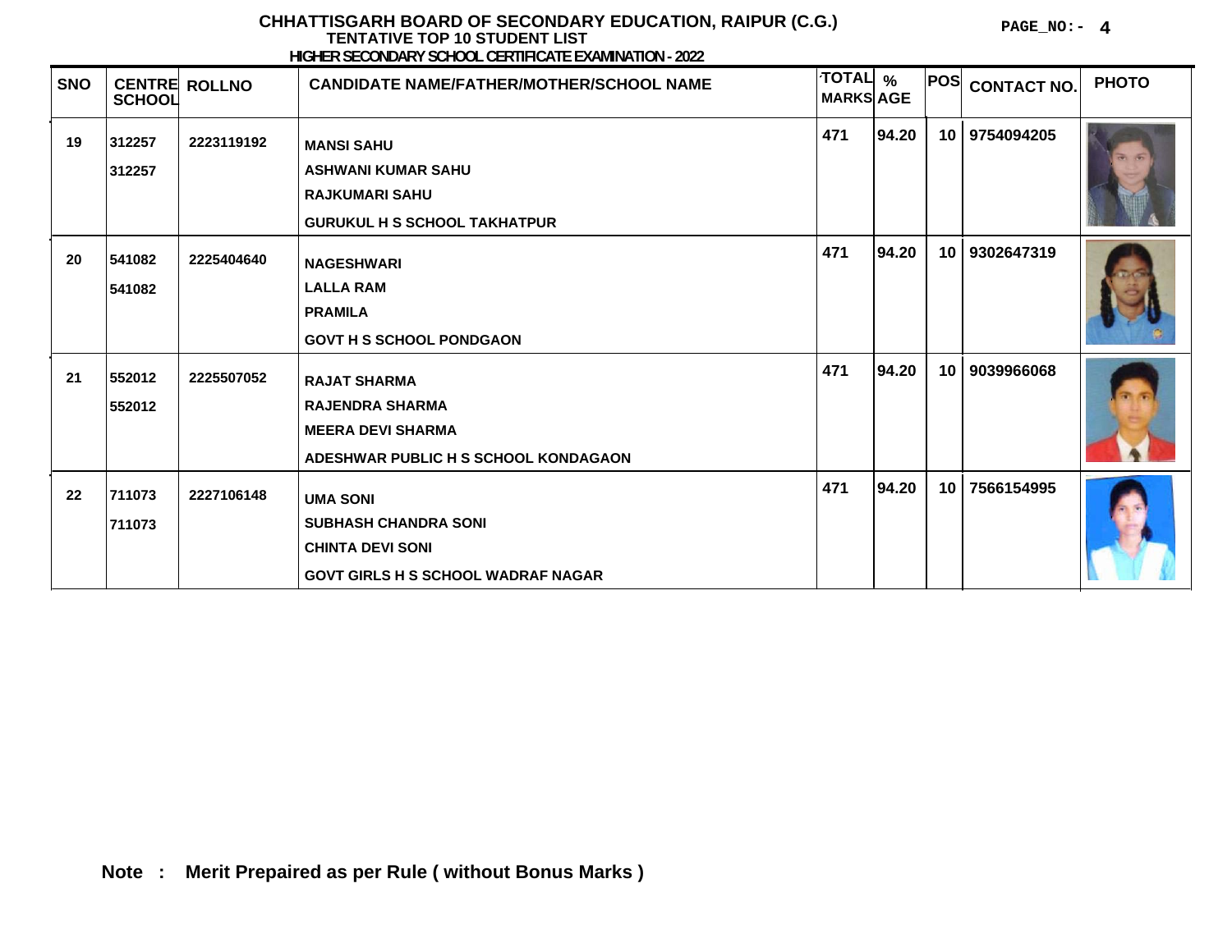# CHHATTISGARH BOARD OF SECONDARY EDUCATION, RAIPUR (C.G.)

## TENTATIVE TOP 10 STUDENT LIST

### HIGHER SECONDARY SCHOOL CERTIFICATE EXAMINATION - 2022

| SNO | CENTRE SCHOOL | ROLLNO | CANDIDATE NAME/FATHER/MOTHER/SCHOOL NAME | TOTAL MARKS | % AGE | POS | CONTACT NO. | PHOTO |
|---|---|---|---|---|---|---|---|---|
| 19 | 312257<br>312257 | 2223119192 | MANSI SAHU<br>ASHWANI KUMAR SAHU<br>RAJKUMARI SAHU<br>GURUKUL H S SCHOOL TAKHATPUR | 471 | 94.20 | 10 | 9754094205 | |
| 20 | 541082<br>541082 | 2225404640 | NAGESHWARI<br>LALLA RAM<br>PRAMILA<br>GOVT H S SCHOOL PONDGAON | 471 | 94.20 | 10 | 9302647319 | |
| 21 | 552012<br>552012 | 2225507052 | RAJAT SHARMA<br>RAJENDRA SHARMA<br>MEERA DEVI SHARMA<br>ADESHWAR PUBLIC H S SCHOOL KONDAGAON | 471 | 94.20 | 10 | 9039966068 | |
| 22 | 711073<br>711073 | 2227106148 | UMA SONI<br>SUBHASH CHANDRA SONI<br>CHINTA DEVI SONI<br>GOVT GIRLS H S SCHOOL WADRAF NAGAR | 471 | 94.20 | 10 | 7566154995 | |

**Note : Merit Prepaired as per Rule ( without Bonus Marks )**